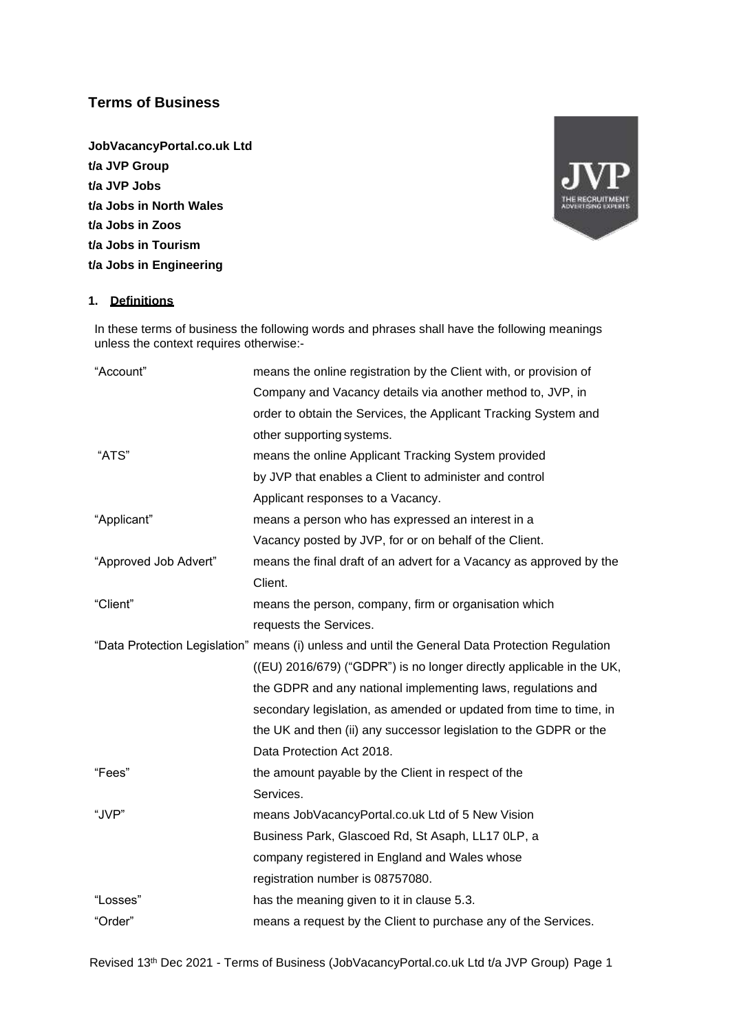# Terms of Business

**JobVacancyPortal.co.uk Ltd**
**t/a JVP Group**
**t/a JVP Jobs**
**t/a Jobs in North Wales**
**t/a Jobs in Zoos**
**t/a Jobs in Tourism**
**t/a Jobs in Engineering**

## 1. Definitions

In these terms of business the following words and phrases shall have the following meanings unless the context requires otherwise:-

| Term | Meaning |
| --- | --- |
| "Account" | means the online registration by the Client with, or provision of Company and Vacancy details via another method to, JVP, in order to obtain the Services, the Applicant Tracking System and other supporting systems. |
| "ATS" | means the online Applicant Tracking System provided by JVP that enables a Client to administer and control Applicant responses to a Vacancy. |
| "Applicant" | means a person who has expressed an interest in a Vacancy posted by JVP, for or on behalf of the Client. |
| "Approved Job Advert" | means the final draft of an advert for a Vacancy as approved by the Client. |
| "Client" | means the person, company, firm or organisation which requests the Services. |
| "Data Protection Legislation" | means (i) unless and until the General Data Protection Regulation ((EU) 2016/679) ("GDPR") is no longer directly applicable in the UK, the GDPR and any national implementing laws, regulations and secondary legislation, as amended or updated from time to time, in the UK and then (ii) any successor legislation to the GDPR or the Data Protection Act 2018. |
| "Fees" | the amount payable by the Client in respect of the Services. |
| "JVP" | means JobVacancyPortal.co.uk Ltd of 5 New Vision Business Park, Glascoed Rd, St Asaph, LL17 0LP, a company registered in England and Wales whose registration number is 08757080. |
| "Losses" | has the meaning given to it in clause 5.3. |
| "Order" | means a request by the Client to purchase any of the Services. |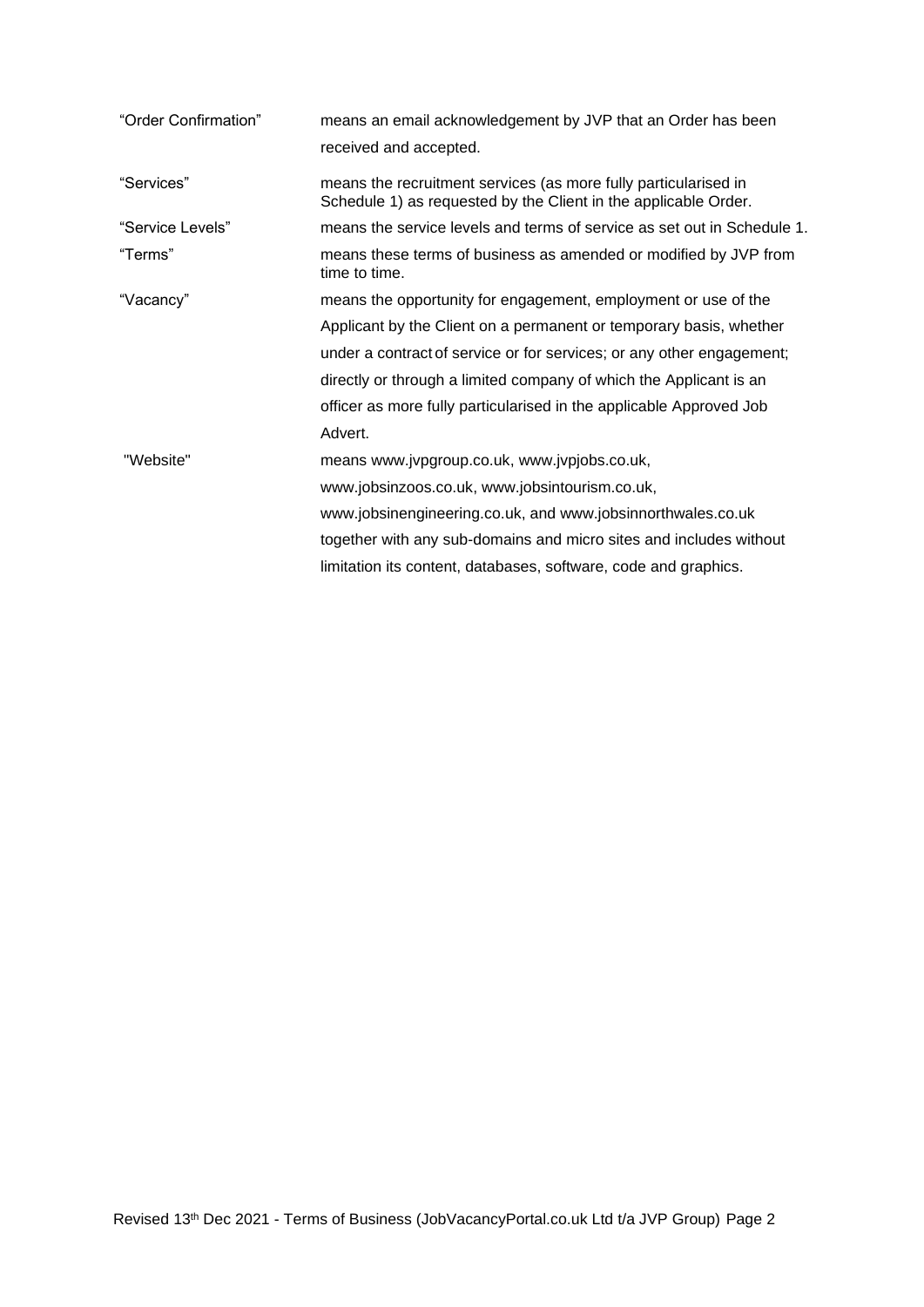| | |
|---|---|
| "Order Confirmation" | means an email acknowledgement by JVP that an Order has been received and accepted. |
| "Services" | means the recruitment services (as more fully particularised in Schedule 1) as requested by the Client in the applicable Order. |
| "Service Levels" | means the service levels and terms of service as set out in Schedule 1. |
| "Terms" | means these terms of business as amended or modified by JVP from time to time. |
| "Vacancy" | means the opportunity for engagement, employment or use of the Applicant by the Client on a permanent or temporary basis, whether under a contract of service or for services; or any other engagement; directly or through a limited company of which the Applicant is an officer as more fully particularised in the applicable Approved Job Advert. |
| "Website" | means www.jvpgroup.co.uk, www.jvpjobs.co.uk, www.jobsinzoos.co.uk, www.jobsintourism.co.uk, www.jobsinengineering.co.uk, and www.jobsinnorthwales.co.uk together with any sub-domains and micro sites and includes without limitation its content, databases, software, code and graphics. |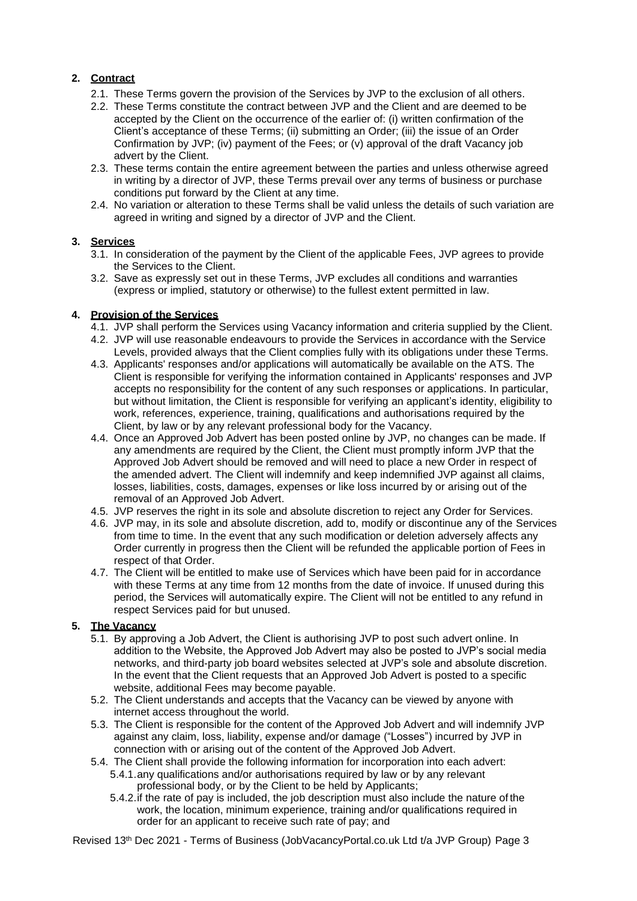## 2. Contract

2.1. These Terms govern the provision of the Services by JVP to the exclusion of all others.

2.2. These Terms constitute the contract between JVP and the Client and are deemed to be accepted by the Client on the occurrence of the earlier of: (i) written confirmation of the Client's acceptance of these Terms; (ii) submitting an Order; (iii) the issue of an Order Confirmation by JVP; (iv) payment of the Fees; or (v) approval of the draft Vacancy job advert by the Client.

2.3. These terms contain the entire agreement between the parties and unless otherwise agreed in writing by a director of JVP, these Terms prevail over any terms of business or purchase conditions put forward by the Client at any time.

2.4. No variation or alteration to these Terms shall be valid unless the details of such variation are agreed in writing and signed by a director of JVP and the Client.

## 3. Services

3.1. In consideration of the payment by the Client of the applicable Fees, JVP agrees to provide the Services to the Client.

3.2. Save as expressly set out in these Terms, JVP excludes all conditions and warranties (express or implied, statutory or otherwise) to the fullest extent permitted in law.

## 4. Provision of the Services

4.1. JVP shall perform the Services using Vacancy information and criteria supplied by the Client.

4.2. JVP will use reasonable endeavours to provide the Services in accordance with the Service Levels, provided always that the Client complies fully with its obligations under these Terms.

4.3. Applicants' responses and/or applications will automatically be available on the ATS. The Client is responsible for verifying the information contained in Applicants' responses and JVP accepts no responsibility for the content of any such responses or applications. In particular, but without limitation, the Client is responsible for verifying an applicant's identity, eligibility to work, references, experience, training, qualifications and authorisations required by the Client, by law or by any relevant professional body for the Vacancy.

4.4. Once an Approved Job Advert has been posted online by JVP, no changes can be made. If any amendments are required by the Client, the Client must promptly inform JVP that the Approved Job Advert should be removed and will need to place a new Order in respect of the amended advert. The Client will indemnify and keep indemnified JVP against all claims, losses, liabilities, costs, damages, expenses or like loss incurred by or arising out of the removal of an Approved Job Advert.

4.5. JVP reserves the right in its sole and absolute discretion to reject any Order for Services.

4.6. JVP may, in its sole and absolute discretion, add to, modify or discontinue any of the Services from time to time. In the event that any such modification or deletion adversely affects any Order currently in progress then the Client will be refunded the applicable portion of Fees in respect of that Order.

4.7. The Client will be entitled to make use of Services which have been paid for in accordance with these Terms at any time from 12 months from the date of invoice. If unused during this period, the Services will automatically expire. The Client will not be entitled to any refund in respect Services paid for but unused.

## 5. The Vacancy

5.1. By approving a Job Advert, the Client is authorising JVP to post such advert online. In addition to the Website, the Approved Job Advert may also be posted to JVP's social media networks, and third-party job board websites selected at JVP's sole and absolute discretion. In the event that the Client requests that an Approved Job Advert is posted to a specific website, additional Fees may become payable.

5.2. The Client understands and accepts that the Vacancy can be viewed by anyone with internet access throughout the world.

5.3. The Client is responsible for the content of the Approved Job Advert and will indemnify JVP against any claim, loss, liability, expense and/or damage ("Losses") incurred by JVP in connection with or arising out of the content of the Approved Job Advert.

5.4. The Client shall provide the following information for incorporation into each advert:

5.4.1. any qualifications and/or authorisations required by law or by any relevant professional body, or by the Client to be held by Applicants;

5.4.2. if the rate of pay is included, the job description must also include the nature of the work, the location, minimum experience, training and/or qualifications required in order for an applicant to receive such rate of pay; and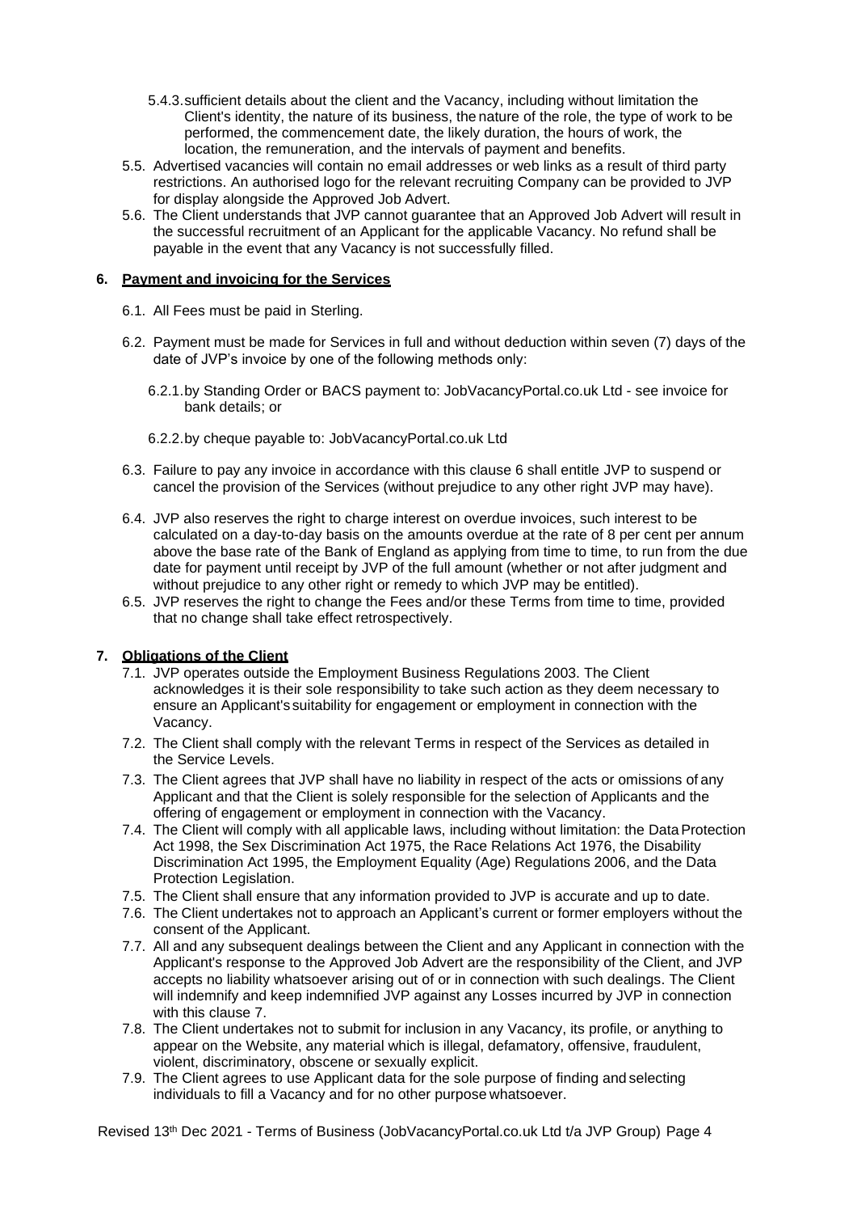5.4.3. sufficient details about the client and the Vacancy, including without limitation the Client's identity, the nature of its business, the nature of the role, the type of work to be performed, the commencement date, the likely duration, the hours of work, the location, the remuneration, and the intervals of payment and benefits.

5.5. Advertised vacancies will contain no email addresses or web links as a result of third party restrictions. An authorised logo for the relevant recruiting Company can be provided to JVP for display alongside the Approved Job Advert.

5.6. The Client understands that JVP cannot guarantee that an Approved Job Advert will result in the successful recruitment of an Applicant for the applicable Vacancy. No refund shall be payable in the event that any Vacancy is not successfully filled.

## 6. Payment and invoicing for the Services

6.1. All Fees must be paid in Sterling.

6.2. Payment must be made for Services in full and without deduction within seven (7) days of the date of JVP's invoice by one of the following methods only:

6.2.1. by Standing Order or BACS payment to: JobVacancyPortal.co.uk Ltd - see invoice for bank details; or

6.2.2. by cheque payable to: JobVacancyPortal.co.uk Ltd

6.3. Failure to pay any invoice in accordance with this clause 6 shall entitle JVP to suspend or cancel the provision of the Services (without prejudice to any other right JVP may have).

6.4. JVP also reserves the right to charge interest on overdue invoices, such interest to be calculated on a day-to-day basis on the amounts overdue at the rate of 8 per cent per annum above the base rate of the Bank of England as applying from time to time, to run from the due date for payment until receipt by JVP of the full amount (whether or not after judgment and without prejudice to any other right or remedy to which JVP may be entitled).

6.5. JVP reserves the right to change the Fees and/or these Terms from time to time, provided that no change shall take effect retrospectively.

## 7. Obligations of the Client

7.1. JVP operates outside the Employment Business Regulations 2003. The Client acknowledges it is their sole responsibility to take such action as they deem necessary to ensure an Applicant's suitability for engagement or employment in connection with the Vacancy.

7.2. The Client shall comply with the relevant Terms in respect of the Services as detailed in the Service Levels.

7.3. The Client agrees that JVP shall have no liability in respect of the acts or omissions of any Applicant and that the Client is solely responsible for the selection of Applicants and the offering of engagement or employment in connection with the Vacancy.

7.4. The Client will comply with all applicable laws, including without limitation: the Data Protection Act 1998, the Sex Discrimination Act 1975, the Race Relations Act 1976, the Disability Discrimination Act 1995, the Employment Equality (Age) Regulations 2006, and the Data Protection Legislation.

7.5. The Client shall ensure that any information provided to JVP is accurate and up to date.

7.6. The Client undertakes not to approach an Applicant's current or former employers without the consent of the Applicant.

7.7. All and any subsequent dealings between the Client and any Applicant in connection with the Applicant's response to the Approved Job Advert are the responsibility of the Client, and JVP accepts no liability whatsoever arising out of or in connection with such dealings. The Client will indemnify and keep indemnified JVP against any Losses incurred by JVP in connection with this clause 7.

7.8. The Client undertakes not to submit for inclusion in any Vacancy, its profile, or anything to appear on the Website, any material which is illegal, defamatory, offensive, fraudulent, violent, discriminatory, obscene or sexually explicit.

7.9. The Client agrees to use Applicant data for the sole purpose of finding and selecting individuals to fill a Vacancy and for no other purpose whatsoever.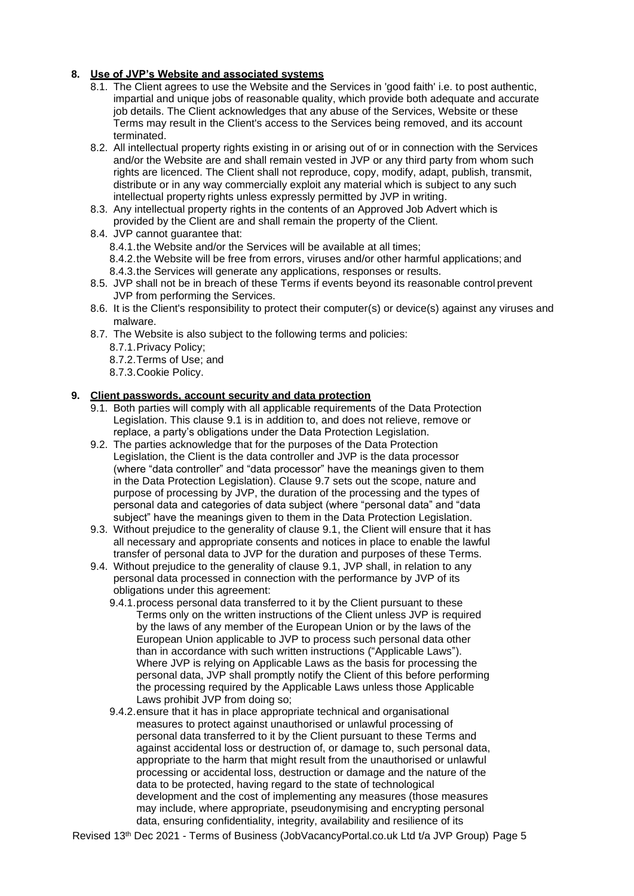## 8. Use of JVP's Website and associated systems

8.1. The Client agrees to use the Website and the Services in 'good faith' i.e. to post authentic, impartial and unique jobs of reasonable quality, which provide both adequate and accurate job details. The Client acknowledges that any abuse of the Services, Website or these Terms may result in the Client's access to the Services being removed, and its account terminated.

8.2. All intellectual property rights existing in or arising out of or in connection with the Services and/or the Website are and shall remain vested in JVP or any third party from whom such rights are licenced. The Client shall not reproduce, copy, modify, adapt, publish, transmit, distribute or in any way commercially exploit any material which is subject to any such intellectual property rights unless expressly permitted by JVP in writing.

8.3. Any intellectual property rights in the contents of an Approved Job Advert which is provided by the Client are and shall remain the property of the Client.

8.4. JVP cannot guarantee that:

- 8.4.1. the Website and/or the Services will be available at all times;
- 8.4.2. the Website will be free from errors, viruses and/or other harmful applications; and
- 8.4.3. the Services will generate any applications, responses or results.

8.5. JVP shall not be in breach of these Terms if events beyond its reasonable control prevent JVP from performing the Services.

8.6. It is the Client's responsibility to protect their computer(s) or device(s) against any viruses and malware.

8.7. The Website is also subject to the following terms and policies:

- 8.7.1. Privacy Policy;
- 8.7.2. Terms of Use; and
- 8.7.3. Cookie Policy.

## 9. Client passwords, account security and data protection

9.1. Both parties will comply with all applicable requirements of the Data Protection Legislation. This clause 9.1 is in addition to, and does not relieve, remove or replace, a party's obligations under the Data Protection Legislation.

9.2. The parties acknowledge that for the purposes of the Data Protection Legislation, the Client is the data controller and JVP is the data processor (where "data controller" and "data processor" have the meanings given to them in the Data Protection Legislation). Clause 9.7 sets out the scope, nature and purpose of processing by JVP, the duration of the processing and the types of personal data and categories of data subject (where "personal data" and "data subject" have the meanings given to them in the Data Protection Legislation.

9.3. Without prejudice to the generality of clause 9.1, the Client will ensure that it has all necessary and appropriate consents and notices in place to enable the lawful transfer of personal data to JVP for the duration and purposes of these Terms.

9.4. Without prejudice to the generality of clause 9.1, JVP shall, in relation to any personal data processed in connection with the performance by JVP of its obligations under this agreement:

- 9.4.1. process personal data transferred to it by the Client pursuant to these Terms only on the written instructions of the Client unless JVP is required by the laws of any member of the European Union or by the laws of the European Union applicable to JVP to process such personal data other than in accordance with such written instructions ("Applicable Laws"). Where JVP is relying on Applicable Laws as the basis for processing the personal data, JVP shall promptly notify the Client of this before performing the processing required by the Applicable Laws unless those Applicable Laws prohibit JVP from doing so;
- 9.4.2. ensure that it has in place appropriate technical and organisational measures to protect against unauthorised or unlawful processing of personal data transferred to it by the Client pursuant to these Terms and against accidental loss or destruction of, or damage to, such personal data, appropriate to the harm that might result from the unauthorised or unlawful processing or accidental loss, destruction or damage and the nature of the data to be protected, having regard to the state of technological development and the cost of implementing any measures (those measures may include, where appropriate, pseudonymising and encrypting personal data, ensuring confidentiality, integrity, availability and resilience of its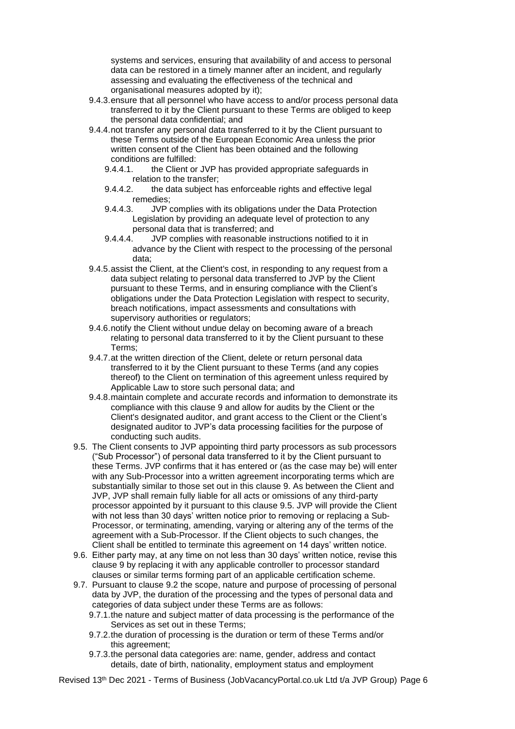systems and services, ensuring that availability of and access to personal data can be restored in a timely manner after an incident, and regularly assessing and evaluating the effectiveness of the technical and organisational measures adopted by it);

- 9.4.3. ensure that all personnel who have access to and/or process personal data transferred to it by the Client pursuant to these Terms are obliged to keep the personal data confidential; and
- 9.4.4. not transfer any personal data transferred to it by the Client pursuant to these Terms outside of the European Economic Area unless the prior written consent of the Client has been obtained and the following conditions are fulfilled:
  - 9.4.4.1. the Client or JVP has provided appropriate safeguards in relation to the transfer;
  - 9.4.4.2. the data subject has enforceable rights and effective legal remedies;
  - 9.4.4.3. JVP complies with its obligations under the Data Protection Legislation by providing an adequate level of protection to any personal data that is transferred; and
  - 9.4.4.4. JVP complies with reasonable instructions notified to it in advance by the Client with respect to the processing of the personal data;
- 9.4.5. assist the Client, at the Client's cost, in responding to any request from a data subject relating to personal data transferred to JVP by the Client pursuant to these Terms, and in ensuring compliance with the Client's obligations under the Data Protection Legislation with respect to security, breach notifications, impact assessments and consultations with supervisory authorities or regulators;
- 9.4.6. notify the Client without undue delay on becoming aware of a breach relating to personal data transferred to it by the Client pursuant to these Terms;
- 9.4.7. at the written direction of the Client, delete or return personal data transferred to it by the Client pursuant to these Terms (and any copies thereof) to the Client on termination of this agreement unless required by Applicable Law to store such personal data; and
- 9.4.8. maintain complete and accurate records and information to demonstrate its compliance with this clause 9 and allow for audits by the Client or the Client's designated auditor, and grant access to the Client or the Client's designated auditor to JVP's data processing facilities for the purpose of conducting such audits.

9.5. The Client consents to JVP appointing third party processors as sub processors ("Sub Processor") of personal data transferred to it by the Client pursuant to these Terms. JVP confirms that it has entered or (as the case may be) will enter with any Sub-Processor into a written agreement incorporating terms which are substantially similar to those set out in this clause 9. As between the Client and JVP, JVP shall remain fully liable for all acts or omissions of any third-party processor appointed by it pursuant to this clause 9.5. JVP will provide the Client with not less than 30 days' written notice prior to removing or replacing a Sub-Processor, or terminating, amending, varying or altering any of the terms of the agreement with a Sub-Processor. If the Client objects to such changes, the Client shall be entitled to terminate this agreement on 14 days' written notice.

9.6. Either party may, at any time on not less than 30 days' written notice, revise this clause 9 by replacing it with any applicable controller to processor standard clauses or similar terms forming part of an applicable certification scheme.

9.7. Pursuant to clause 9.2 the scope, nature and purpose of processing of personal data by JVP, the duration of the processing and the types of personal data and categories of data subject under these Terms are as follows:

- 9.7.1. the nature and subject matter of data processing is the performance of the Services as set out in these Terms;
- 9.7.2. the duration of processing is the duration or term of these Terms and/or this agreement;
- 9.7.3. the personal data categories are: name, gender, address and contact details, date of birth, nationality, employment status and employment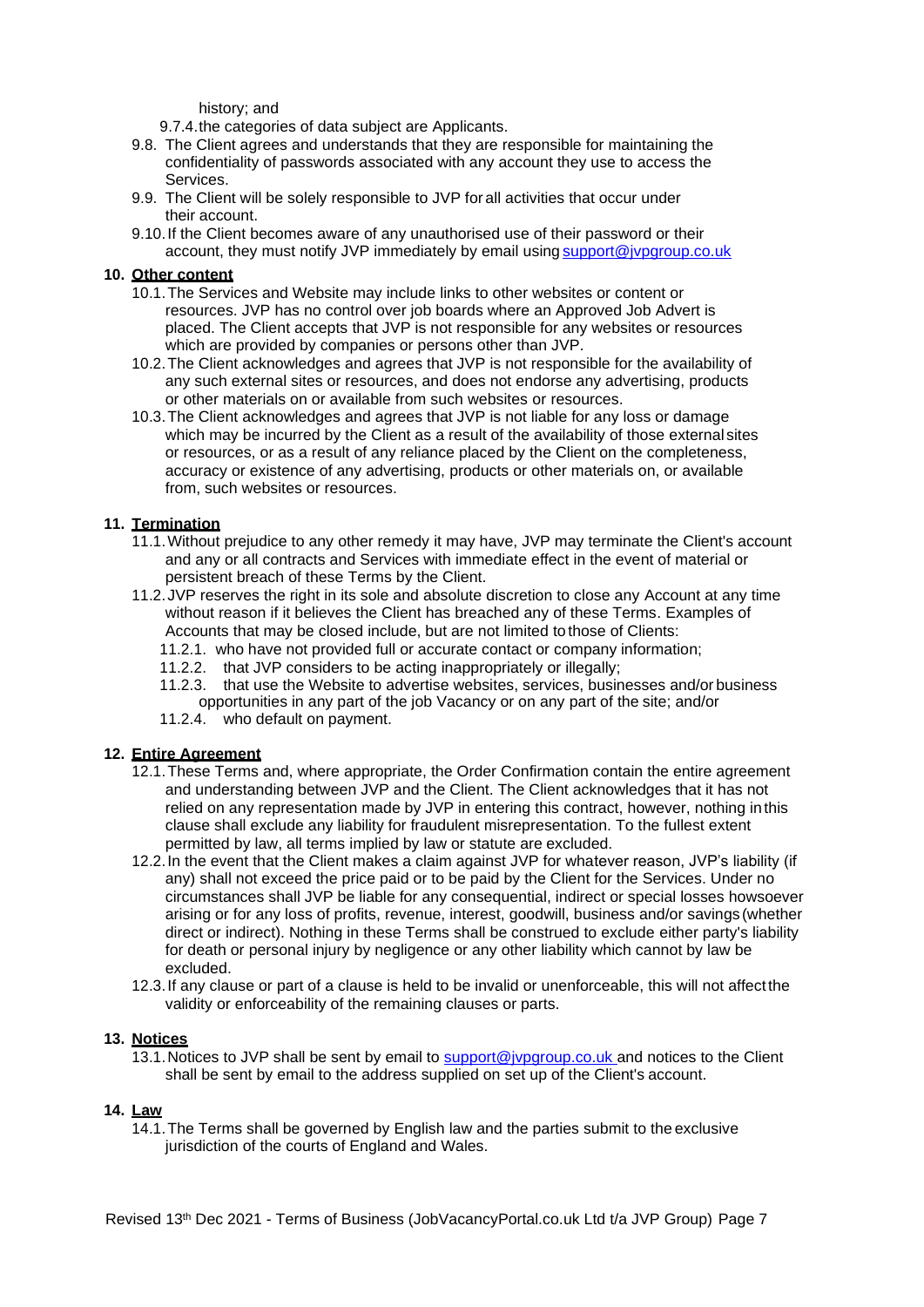history; and

9.7.4. the categories of data subject are Applicants.

9.8. The Client agrees and understands that they are responsible for maintaining the confidentiality of passwords associated with any account they use to access the Services.

9.9. The Client will be solely responsible to JVP for all activities that occur under their account.

9.10. If the Client becomes aware of any unauthorised use of their password or their account, they must notify JVP immediately by email using support@jvpgroup.co.uk

**10. Other content**

10.1. The Services and Website may include links to other websites or content or resources. JVP has no control over job boards where an Approved Job Advert is placed. The Client accepts that JVP is not responsible for any websites or resources which are provided by companies or persons other than JVP.

10.2. The Client acknowledges and agrees that JVP is not responsible for the availability of any such external sites or resources, and does not endorse any advertising, products or other materials on or available from such websites or resources.

10.3. The Client acknowledges and agrees that JVP is not liable for any loss or damage which may be incurred by the Client as a result of the availability of those external sites or resources, or as a result of any reliance placed by the Client on the completeness, accuracy or existence of any advertising, products or other materials on, or available from, such websites or resources.

**11. Termination**

11.1. Without prejudice to any other remedy it may have, JVP may terminate the Client's account and any or all contracts and Services with immediate effect in the event of material or persistent breach of these Terms by the Client.

11.2. JVP reserves the right in its sole and absolute discretion to close any Account at any time without reason if it believes the Client has breached any of these Terms. Examples of Accounts that may be closed include, but are not limited to those of Clients:

11.2.1. who have not provided full or accurate contact or company information;

11.2.2. that JVP considers to be acting inappropriately or illegally;

11.2.3. that use the Website to advertise websites, services, businesses and/or business opportunities in any part of the job Vacancy or on any part of the site; and/or

11.2.4. who default on payment.

**12. Entire Agreement**

12.1. These Terms and, where appropriate, the Order Confirmation contain the entire agreement and understanding between JVP and the Client. The Client acknowledges that it has not relied on any representation made by JVP in entering this contract, however, nothing in this clause shall exclude any liability for fraudulent misrepresentation. To the fullest extent permitted by law, all terms implied by law or statute are excluded.

12.2. In the event that the Client makes a claim against JVP for whatever reason, JVP's liability (if any) shall not exceed the price paid or to be paid by the Client for the Services. Under no circumstances shall JVP be liable for any consequential, indirect or special losses howsoever arising or for any loss of profits, revenue, interest, goodwill, business and/or savings (whether direct or indirect). Nothing in these Terms shall be construed to exclude either party's liability for death or personal injury by negligence or any other liability which cannot by law be excluded.

12.3. If any clause or part of a clause is held to be invalid or unenforceable, this will not affect the validity or enforceability of the remaining clauses or parts.

**13. Notices**

13.1. Notices to JVP shall be sent by email to support@jvpgroup.co.uk and notices to the Client shall be sent by email to the address supplied on set up of the Client's account.

**14. Law**

14.1. The Terms shall be governed by English law and the parties submit to the exclusive jurisdiction of the courts of England and Wales.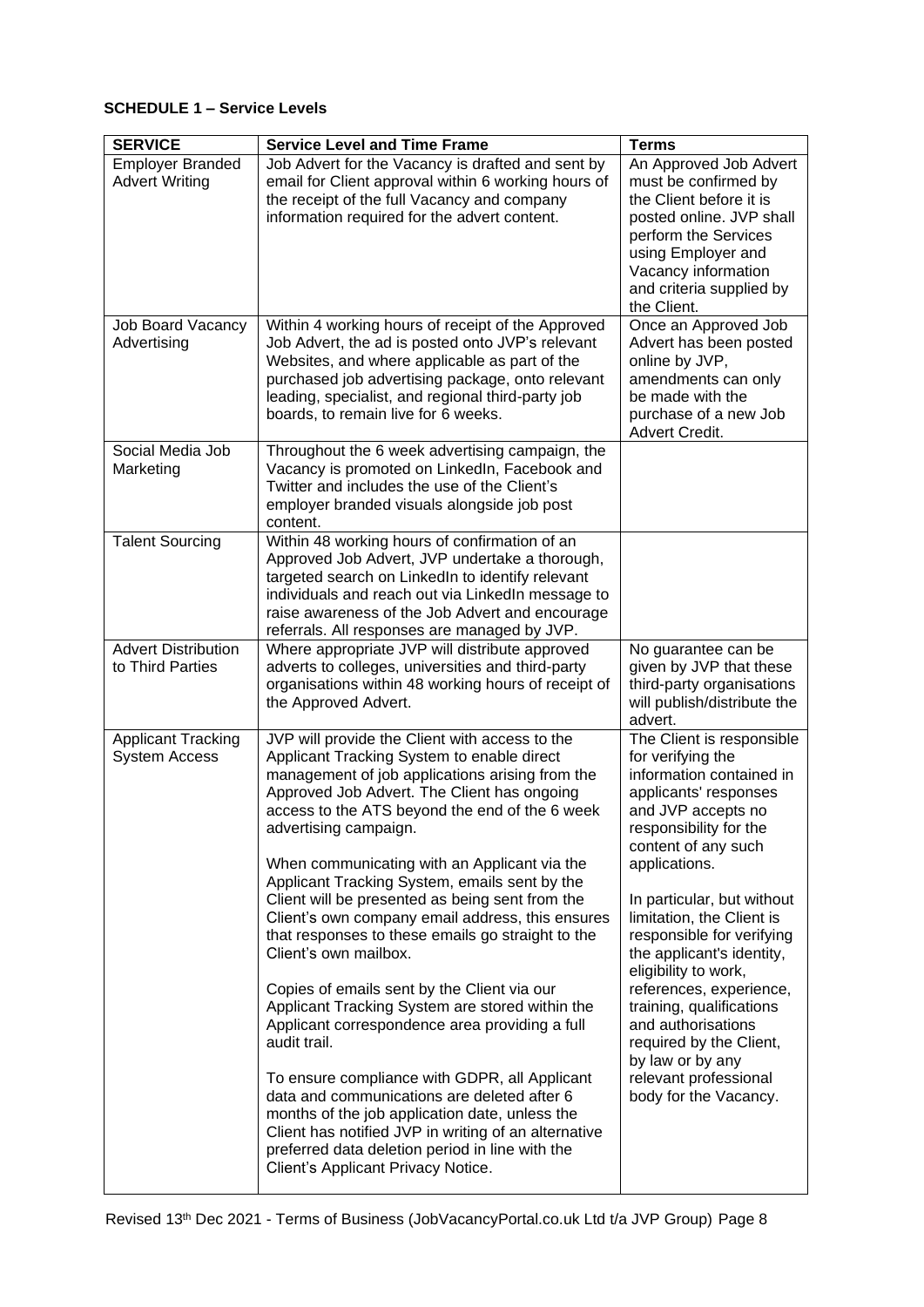**SCHEDULE 1 – Service Levels**

| SERVICE | Service Level and Time Frame | Terms |
|---|---|---|
| Employer Branded Advert Writing | Job Advert for the Vacancy is drafted and sent by email for Client approval within 6 working hours of the receipt of the full Vacancy and company information required for the advert content. | An Approved Job Advert must be confirmed by the Client before it is posted online. JVP shall perform the Services using Employer and Vacancy information and criteria supplied by the Client. |
| Job Board Vacancy Advertising | Within 4 working hours of receipt of the Approved Job Advert, the ad is posted onto JVP's relevant Websites, and where applicable as part of the purchased job advertising package, onto relevant leading, specialist, and regional third-party job boards, to remain live for 6 weeks. | Once an Approved Job Advert has been posted online by JVP, amendments can only be made with the purchase of a new Job Advert Credit. |
| Social Media Job Marketing | Throughout the 6 week advertising campaign, the Vacancy is promoted on LinkedIn, Facebook and Twitter and includes the use of the Client's employer branded visuals alongside job post content. | |
| Talent Sourcing | Within 48 working hours of confirmation of an Approved Job Advert, JVP undertake a thorough, targeted search on LinkedIn to identify relevant individuals and reach out via LinkedIn message to raise awareness of the Job Advert and encourage referrals. All responses are managed by JVP. | |
| Advert Distribution to Third Parties | Where appropriate JVP will distribute approved adverts to colleges, universities and third-party organisations within 48 working hours of receipt of the Approved Advert. | No guarantee can be given by JVP that these third-party organisations will publish/distribute the advert. |
| Applicant Tracking System Access | JVP will provide the Client with access to the Applicant Tracking System to enable direct management of job applications arising from the Approved Job Advert. The Client has ongoing access to the ATS beyond the end of the 6 week advertising campaign.<br><br>When communicating with an Applicant via the Applicant Tracking System, emails sent by the Client will be presented as being sent from the Client's own company email address, this ensures that responses to these emails go straight to the Client's own mailbox.<br><br>Copies of emails sent by the Client via our Applicant Tracking System are stored within the Applicant correspondence area providing a full audit trail.<br><br>To ensure compliance with GDPR, all Applicant data and communications are deleted after 6 months of the job application date, unless the Client has notified JVP in writing of an alternative preferred data deletion period in line with the Client's Applicant Privacy Notice. | The Client is responsible for verifying the information contained in applicants' responses and JVP accepts no responsibility for the content of any such applications.<br><br>In particular, but without limitation, the Client is responsible for verifying the applicant's identity, eligibility to work, references, experience, training, qualifications and authorisations required by the Client, by law or by any relevant professional body for the Vacancy. |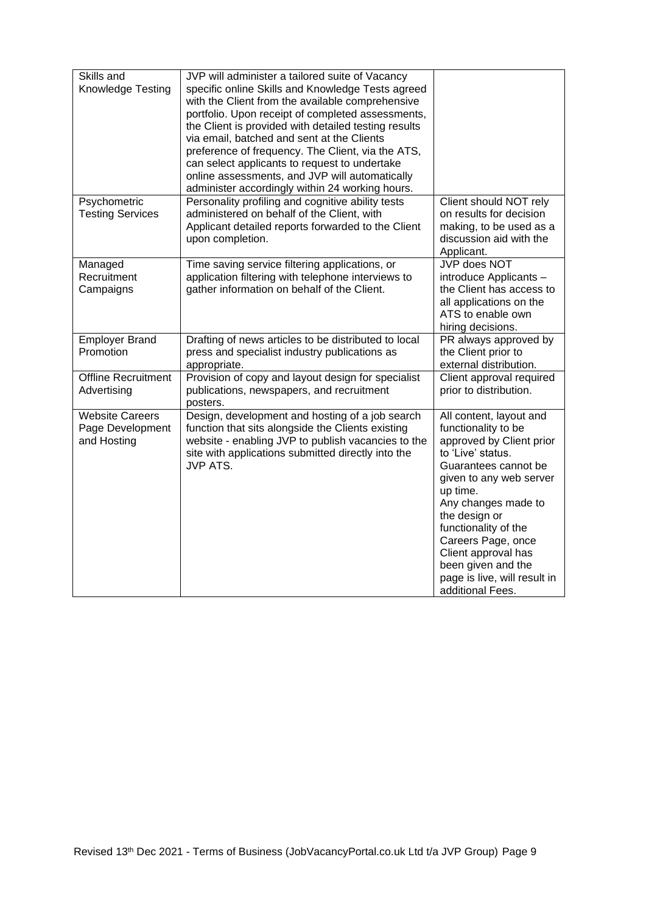| | | |
|---|---|---|
| Skills and Knowledge Testing | JVP will administer a tailored suite of Vacancy specific online Skills and Knowledge Tests agreed with the Client from the available comprehensive portfolio. Upon receipt of completed assessments, the Client is provided with detailed testing results via email, batched and sent at the Clients preference of frequency. The Client, via the ATS, can select applicants to request to undertake online assessments, and JVP will automatically administer accordingly within 24 working hours. | |
| Psychometric Testing Services | Personality profiling and cognitive ability tests administered on behalf of the Client, with Applicant detailed reports forwarded to the Client upon completion. | Client should NOT rely on results for decision making, to be used as a discussion aid with the Applicant. |
| Managed Recruitment Campaigns | Time saving service filtering applications, or application filtering with telephone interviews to gather information on behalf of the Client. | JVP does NOT introduce Applicants – the Client has access to all applications on the ATS to enable own hiring decisions. |
| Employer Brand Promotion | Drafting of news articles to be distributed to local press and specialist industry publications as appropriate. | PR always approved by the Client prior to external distribution. |
| Offline Recruitment Advertising | Provision of copy and layout design for specialist publications, newspapers, and recruitment posters. | Client approval required prior to distribution. |
| Website Careers Page Development and Hosting | Design, development and hosting of a job search function that sits alongside the Clients existing website - enabling JVP to publish vacancies to the site with applications submitted directly into the JVP ATS. | All content, layout and functionality to be approved by Client prior to 'Live' status. Guarantees cannot be given to any web server up time. Any changes made to the design or functionality of the Careers Page, once Client approval has been given and the page is live, will result in additional Fees. |